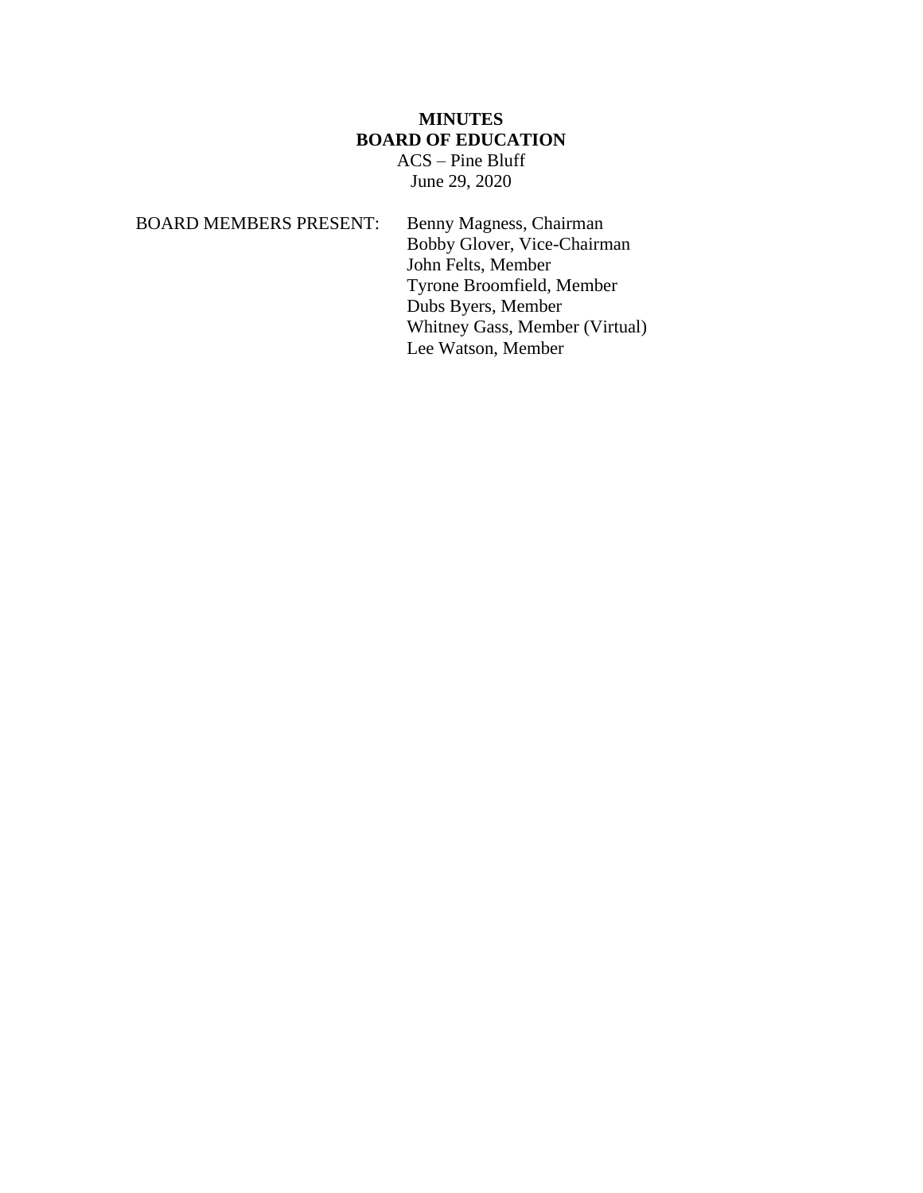**MINUTES**
**BOARD OF EDUCATION**
ACS – Pine Bluff
June 29, 2020

BOARD MEMBERS PRESENT:

Benny Magness, Chairman
Bobby Glover, Vice-Chairman
John Felts, Member
Tyrone Broomfield, Member
Dubs Byers, Member
Whitney Gass, Member (Virtual)
Lee Watson, Member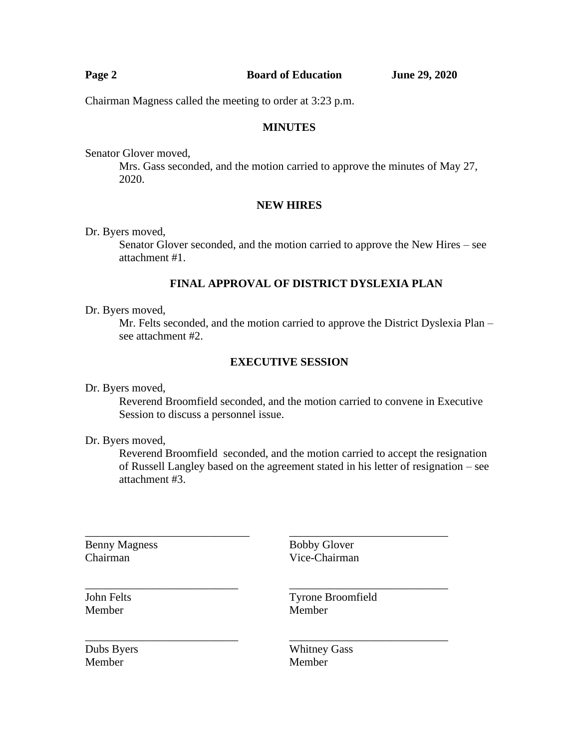Chairman Magness called the meeting to order at 3:23 p.m.

## MINUTES

Senator Glover moved,

Mrs. Gass seconded, and the motion carried to approve the minutes of May 27, 2020.

## NEW HIRES

Dr. Byers moved,

Senator Glover seconded, and the motion carried to approve the New Hires – see attachment #1.

## FINAL APPROVAL OF DISTRICT DYSLEXIA PLAN

Dr. Byers moved,

Mr. Felts seconded, and the motion carried to approve the District Dyslexia Plan – see attachment #2.

## EXECUTIVE SESSION

Dr. Byers moved,

Reverend Broomfield seconded, and the motion carried to convene in Executive Session to discuss a personnel issue.

Dr. Byers moved,

Reverend Broomfield seconded, and the motion carried to accept the resignation of Russell Langley based on the agreement stated in his letter of resignation – see attachment #3.

_____________________________
Benny Magness
Chairman

_____________________________
Bobby Glover
Vice-Chairman

_____________________________
John Felts
Member

_____________________________
Tyrone Broomfield
Member

_____________________________
Dubs Byers
Member

_____________________________
Whitney Gass
Member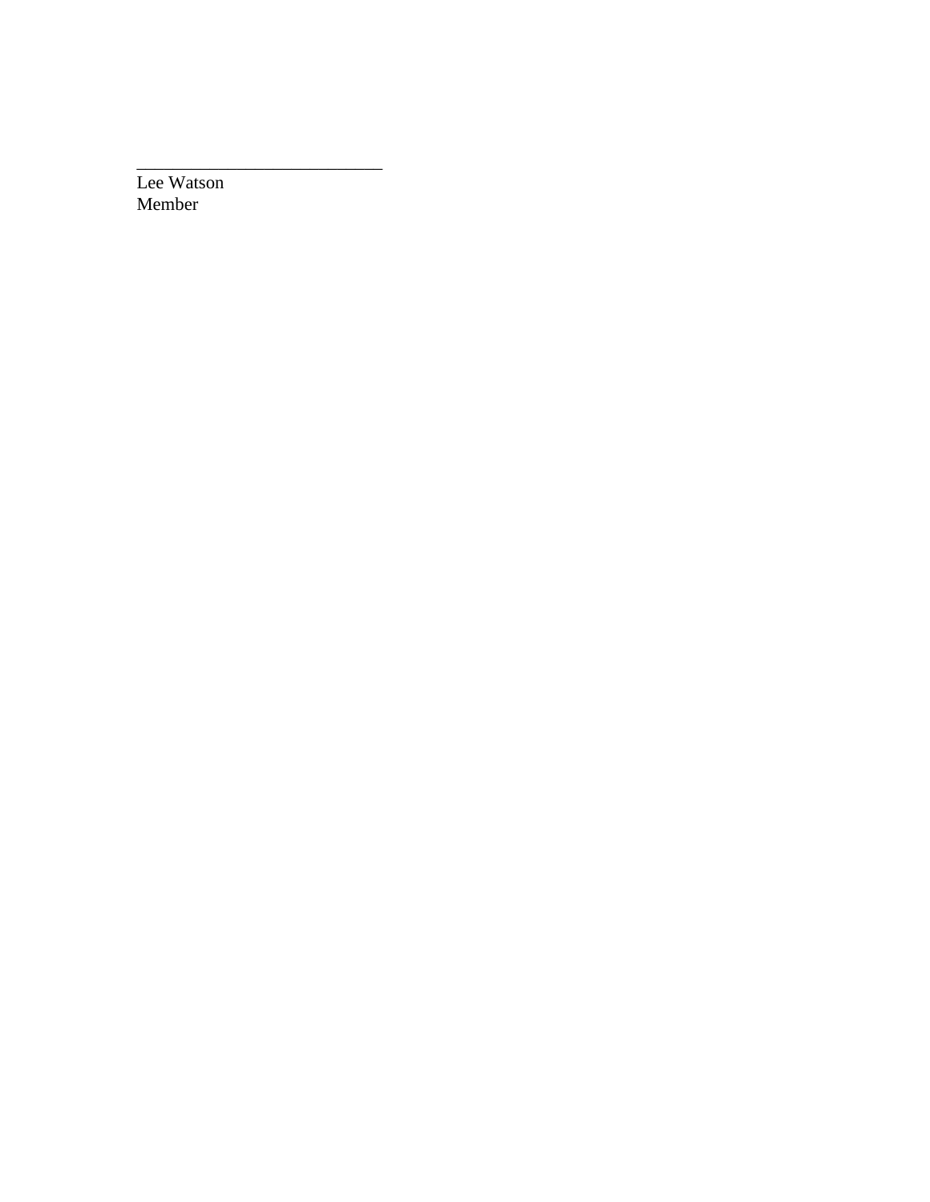\_\_\_\_\_\_\_\_\_\_\_\_\_\_\_\_\_\_\_\_\_\_\_\_\_\_\_\_

Lee Watson
Member

____________________________

Lee Watson
Member